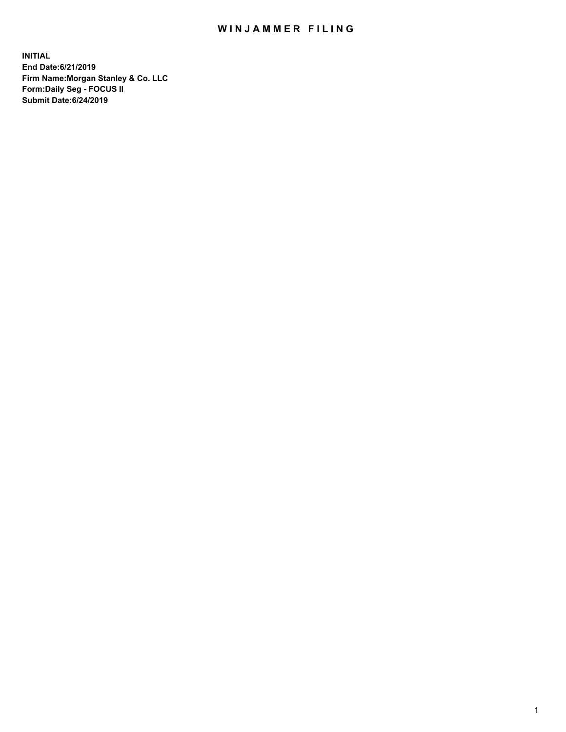# WINJAMMER FILING

**INITIAL**
**End Date:6/21/2019**
**Firm Name:Morgan Stanley & Co. LLC**
**Form:Daily Seg - FOCUS II**
**Submit Date:6/24/2019**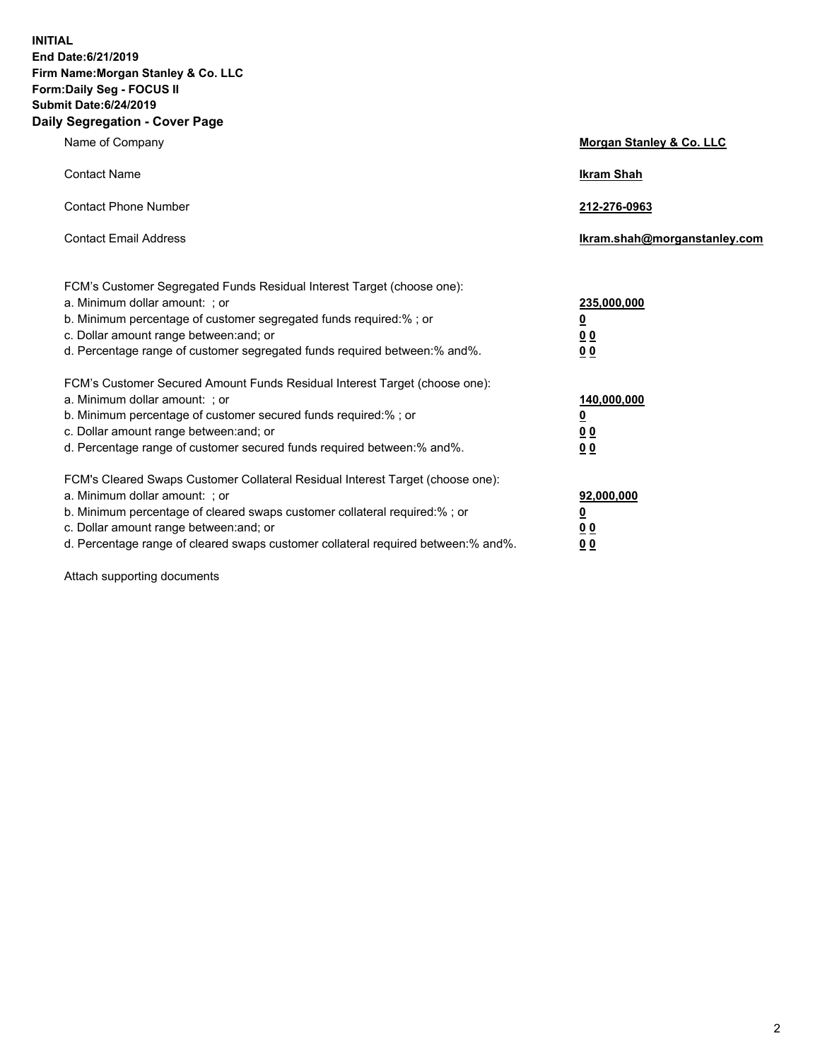**INITIAL**
**End Date:6/21/2019**
**Firm Name:Morgan Stanley & Co. LLC**
**Form:Daily Seg - FOCUS II**
**Submit Date:6/24/2019**

## Daily Segregation - Cover Page

| | |
|---|---|
| Name of Company | **Morgan Stanley & Co. LLC** |
| Contact Name | **Ikram Shah** |
| Contact Phone Number | **212-276-0963** |
| Contact Email Address | **Ikram.shah@morganstanley.com** |

| | |
|---|---|
| FCM's Customer Segregated Funds Residual Interest Target (choose one): | |
| a. Minimum dollar amount: ; or | **235,000,000** |
| b. Minimum percentage of customer segregated funds required:% ; or | **0** |
| c. Dollar amount range between:and; or | **0 0** |
| d. Percentage range of customer segregated funds required between:% and%. | **0 0** |
| FCM's Customer Secured Amount Funds Residual Interest Target (choose one): | |
| a. Minimum dollar amount: ; or | **140,000,000** |
| b. Minimum percentage of customer secured funds required:% ; or | **0** |
| c. Dollar amount range between:and; or | **0 0** |
| d. Percentage range of customer secured funds required between:% and%. | **0 0** |
| FCM's Cleared Swaps Customer Collateral Residual Interest Target (choose one): | |
| a. Minimum dollar amount: ; or | **92,000,000** |
| b. Minimum percentage of cleared swaps customer collateral required:% ; or | **0** |
| c. Dollar amount range between:and; or | **0 0** |
| d. Percentage range of cleared swaps customer collateral required between:% and%. | **0 0** |

Attach supporting documents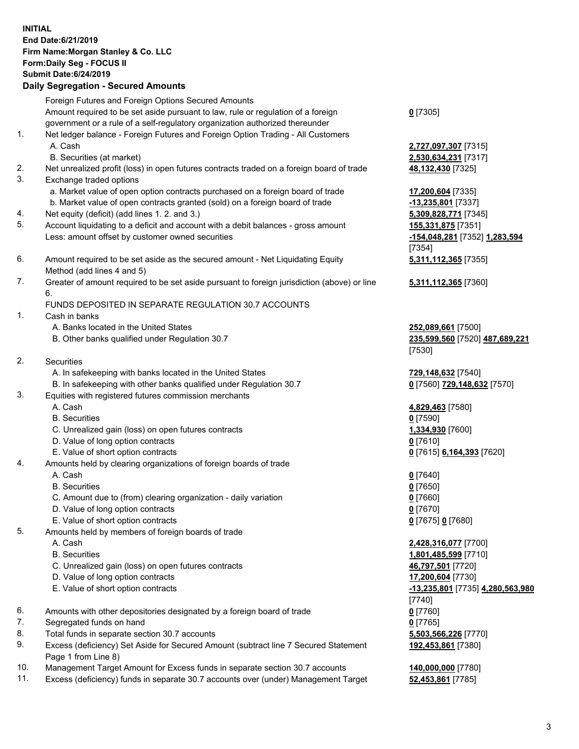**INITIAL**
**End Date:6/21/2019**
**Firm Name:Morgan Stanley & Co. LLC**
**Form:Daily Seg - FOCUS II**
**Submit Date:6/24/2019**

### Daily Segregation - Secured Amounts

| | | |
|---|---|---|
| | Foreign Futures and Foreign Options Secured Amounts | |
| | Amount required to be set aside pursuant to law, rule or regulation of a foreign government or a rule of a self-regulatory organization authorized thereunder | **0** [7305] |
| 1. | Net ledger balance - Foreign Futures and Foreign Option Trading - All Customers | |
| | A. Cash | **2,727,097,307** [7315] |
| | B. Securities (at market) | **2,530,634,231** [7317] |
| 2. | Net unrealized profit (loss) in open futures contracts traded on a foreign board of trade | **48,132,430** [7325] |
| 3. | Exchange traded options | |
| | a. Market value of open option contracts purchased on a foreign board of trade | **17,200,604** [7335] |
| | b. Market value of open contracts granted (sold) on a foreign board of trade | **-13,235,801** [7337] |
| 4. | Net equity (deficit) (add lines 1. 2. and 3.) | **5,309,828,771** [7345] |
| 5. | Account liquidating to a deficit and account with a debit balances - gross amount | **155,331,875** [7351] |
| | Less: amount offset by customer owned securities | **-154,048,281** [7352] **1,283,594** [7354] |
| 6. | Amount required to be set aside as the secured amount - Net Liquidating Equity Method (add lines 4 and 5) | **5,311,112,365** [7355] |
| 7. | Greater of amount required to be set aside pursuant to foreign jurisdiction (above) or line 6. | **5,311,112,365** [7360] |
| | FUNDS DEPOSITED IN SEPARATE REGULATION 30.7 ACCOUNTS | |
| 1. | Cash in banks | |
| | A. Banks located in the United States | **252,089,661** [7500] |
| | B. Other banks qualified under Regulation 30.7 | **235,599,560** [7520] **487,689,221** [7530] |
| 2. | Securities | |
| | A. In safekeeping with banks located in the United States | **729,148,632** [7540] |
| | B. In safekeeping with other banks qualified under Regulation 30.7 | **0** [7560] **729,148,632** [7570] |
| 3. | Equities with registered futures commission merchants | |
| | A. Cash | **4,829,463** [7580] |
| | B. Securities | **0** [7590] |
| | C. Unrealized gain (loss) on open futures contracts | **1,334,930** [7600] |
| | D. Value of long option contracts | **0** [7610] |
| | E. Value of short option contracts | **0** [7615] **6,164,393** [7620] |
| 4. | Amounts held by clearing organizations of foreign boards of trade | |
| | A. Cash | **0** [7640] |
| | B. Securities | **0** [7650] |
| | C. Amount due to (from) clearing organization - daily variation | **0** [7660] |
| | D. Value of long option contracts | **0** [7670] |
| | E. Value of short option contracts | **0** [7675] **0** [7680] |
| 5. | Amounts held by members of foreign boards of trade | |
| | A. Cash | **2,428,316,077** [7700] |
| | B. Securities | **1,801,485,599** [7710] |
| | C. Unrealized gain (loss) on open futures contracts | **46,797,501** [7720] |
| | D. Value of long option contracts | **17,200,604** [7730] |
| | E. Value of short option contracts | **-13,235,801** [7735] **4,280,563,980** [7740] |
| 6. | Amounts with other depositories designated by a foreign board of trade | **0** [7760] |
| 7. | Segregated funds on hand | **0** [7765] |
| 8. | Total funds in separate section 30.7 accounts | **5,503,566,226** [7770] |
| 9. | Excess (deficiency) Set Aside for Secured Amount (subtract line 7 Secured Statement Page 1 from Line 8) | **192,453,861** [7380] |
| 10. | Management Target Amount for Excess funds in separate section 30.7 accounts | **140,000,000** [7780] |
| 11. | Excess (deficiency) funds in separate 30.7 accounts over (under) Management Target | **52,453,861** [7785] |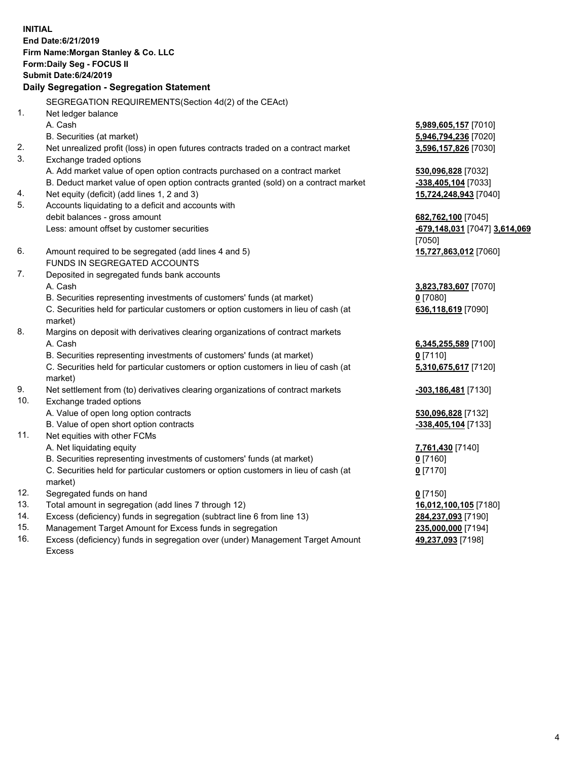**INITIAL**
**End Date:6/21/2019**
**Firm Name:Morgan Stanley & Co. LLC**
**Form:Daily Seg - FOCUS II**
**Submit Date:6/24/2019**

### Daily Segregation - Segregation Statement

SEGREGATION REQUIREMENTS(Section 4d(2) of the CEAct)

| | | |
|---|---|---|
| 1. | Net ledger balance | |
| | A. Cash | **5,989,605,157** [7010] |
| | B. Securities (at market) | **5,946,794,236** [7020] |
| 2. | Net unrealized profit (loss) in open futures contracts traded on a contract market | **3,596,157,826** [7030] |
| 3. | Exchange traded options | |
| | A. Add market value of open option contracts purchased on a contract market | **530,096,828** [7032] |
| | B. Deduct market value of open option contracts granted (sold) on a contract market | **-338,405,104** [7033] |
| 4. | Net equity (deficit) (add lines 1, 2 and 3) | **15,724,248,943** [7040] |
| 5. | Accounts liquidating to a deficit and accounts with debit balances - gross amount | **682,762,100** [7045] |
| | Less: amount offset by customer securities | **-679,148,031** [7047] **3,614,069** [7050] |
| 6. | Amount required to be segregated (add lines 4 and 5) | **15,727,863,012** [7060] |
| | FUNDS IN SEGREGATED ACCOUNTS | |
| 7. | Deposited in segregated funds bank accounts | |
| | A. Cash | **3,823,783,607** [7070] |
| | B. Securities representing investments of customers' funds (at market) | **0** [7080] |
| | C. Securities held for particular customers or option customers in lieu of cash (at market) | **636,118,619** [7090] |
| 8. | Margins on deposit with derivatives clearing organizations of contract markets | |
| | A. Cash | **6,345,255,589** [7100] |
| | B. Securities representing investments of customers' funds (at market) | **0** [7110] |
| | C. Securities held for particular customers or option customers in lieu of cash (at market) | **5,310,675,617** [7120] |
| 9. | Net settlement from (to) derivatives clearing organizations of contract markets | **-303,186,481** [7130] |
| 10. | Exchange traded options | |
| | A. Value of open long option contracts | **530,096,828** [7132] |
| | B. Value of open short option contracts | **-338,405,104** [7133] |
| 11. | Net equities with other FCMs | |
| | A. Net liquidating equity | **7,761,430** [7140] |
| | B. Securities representing investments of customers' funds (at market) | **0** [7160] |
| | C. Securities held for particular customers or option customers in lieu of cash (at market) | **0** [7170] |
| 12. | Segregated funds on hand | **0** [7150] |
| 13. | Total amount in segregation (add lines 7 through 12) | **16,012,100,105** [7180] |
| 14. | Excess (deficiency) funds in segregation (subtract line 6 from line 13) | **284,237,093** [7190] |
| 15. | Management Target Amount for Excess funds in segregation | **235,000,000** [7194] |
| 16. | Excess (deficiency) funds in segregation over (under) Management Target Amount Excess | **49,237,093** [7198] |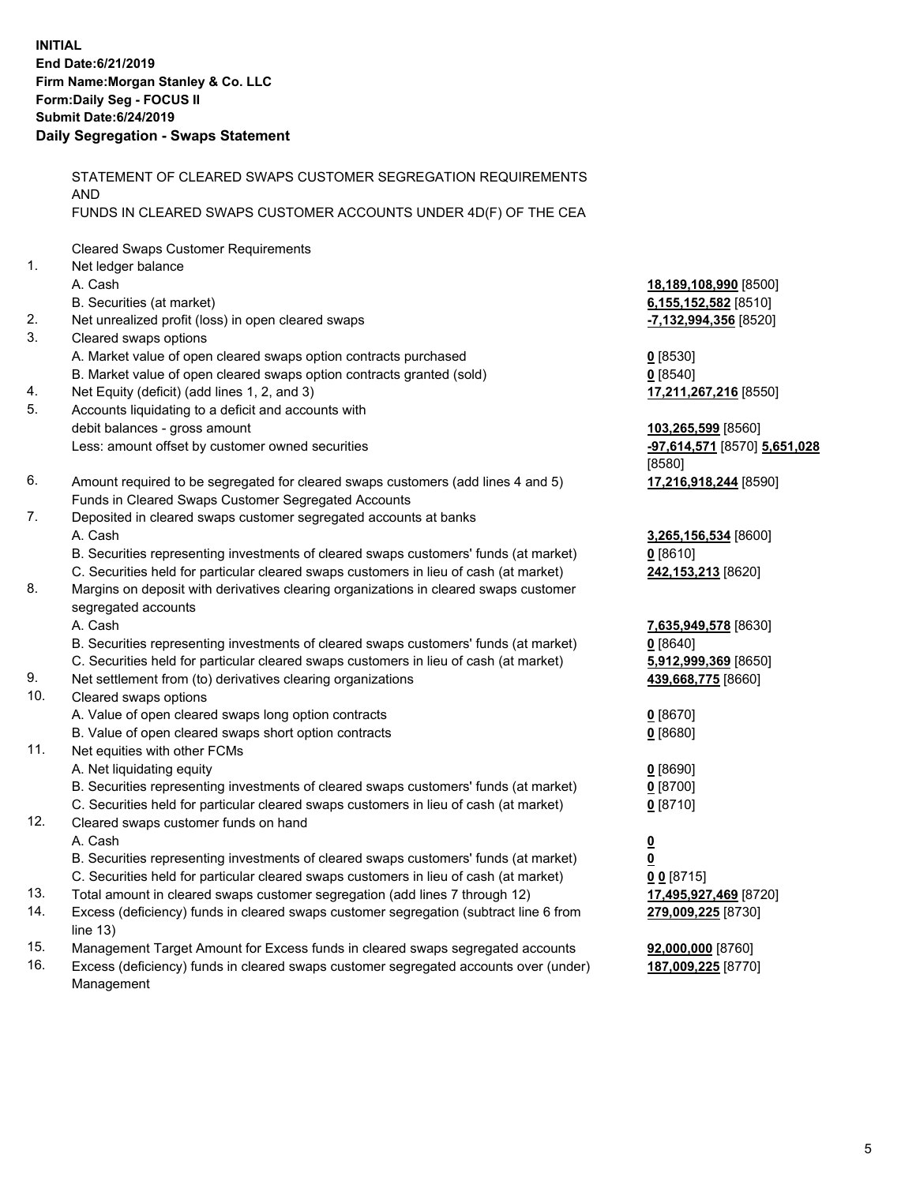**INITIAL**
**End Date:6/21/2019**
**Firm Name:Morgan Stanley & Co. LLC**
**Form:Daily Seg - FOCUS II**
**Submit Date:6/24/2019**
**Daily Segregation - Swaps Statement**

STATEMENT OF CLEARED SWAPS CUSTOMER SEGREGATION REQUIREMENTS AND
FUNDS IN CLEARED SWAPS CUSTOMER ACCOUNTS UNDER 4D(F) OF THE CEA

| | | |
|---|---|---|
| | Cleared Swaps Customer Requirements | |
| 1. | Net ledger balance | |
| | A. Cash | **18,189,108,990** [8500] |
| | B. Securities (at market) | **6,155,152,582** [8510] |
| 2. | Net unrealized profit (loss) in open cleared swaps | **-7,132,994,356** [8520] |
| 3. | Cleared swaps options | |
| | A. Market value of open cleared swaps option contracts purchased | **0** [8530] |
| | B. Market value of open cleared swaps option contracts granted (sold) | **0** [8540] |
| 4. | Net Equity (deficit) (add lines 1, 2, and 3) | **17,211,267,216** [8550] |
| 5. | Accounts liquidating to a deficit and accounts with | |
| | debit balances - gross amount | **103,265,599** [8560] |
| | Less: amount offset by customer owned securities | **-97,614,571** [8570] **5,651,028** [8580] |
| 6. | Amount required to be segregated for cleared swaps customers (add lines 4 and 5) | **17,216,918,244** [8590] |
| | Funds in Cleared Swaps Customer Segregated Accounts | |
| 7. | Deposited in cleared swaps customer segregated accounts at banks | |
| | A. Cash | **3,265,156,534** [8600] |
| | B. Securities representing investments of cleared swaps customers' funds (at market) | **0** [8610] |
| | C. Securities held for particular cleared swaps customers in lieu of cash (at market) | **242,153,213** [8620] |
| 8. | Margins on deposit with derivatives clearing organizations in cleared swaps customer segregated accounts | |
| | A. Cash | **7,635,949,578** [8630] |
| | B. Securities representing investments of cleared swaps customers' funds (at market) | **0** [8640] |
| | C. Securities held for particular cleared swaps customers in lieu of cash (at market) | **5,912,999,369** [8650] |
| 9. | Net settlement from (to) derivatives clearing organizations | **439,668,775** [8660] |
| 10. | Cleared swaps options | |
| | A. Value of open cleared swaps long option contracts | **0** [8670] |
| | B. Value of open cleared swaps short option contracts | **0** [8680] |
| 11. | Net equities with other FCMs | |
| | A. Net liquidating equity | **0** [8690] |
| | B. Securities representing investments of cleared swaps customers' funds (at market) | **0** [8700] |
| | C. Securities held for particular cleared swaps customers in lieu of cash (at market) | **0** [8710] |
| 12. | Cleared swaps customer funds on hand | |
| | A. Cash | **0** |
| | B. Securities representing investments of cleared swaps customers' funds (at market) | **0** |
| | C. Securities held for particular cleared swaps customers in lieu of cash (at market) | **0** **0** [8715] |
| 13. | Total amount in cleared swaps customer segregation (add lines 7 through 12) | **17,495,927,469** [8720] |
| 14. | Excess (deficiency) funds in cleared swaps customer segregation (subtract line 6 from line 13) | **279,009,225** [8730] |
| 15. | Management Target Amount for Excess funds in cleared swaps segregated accounts | **92,000,000** [8760] |
| 16. | Excess (deficiency) funds in cleared swaps customer segregated accounts over (under) Management | **187,009,225** [8770] |